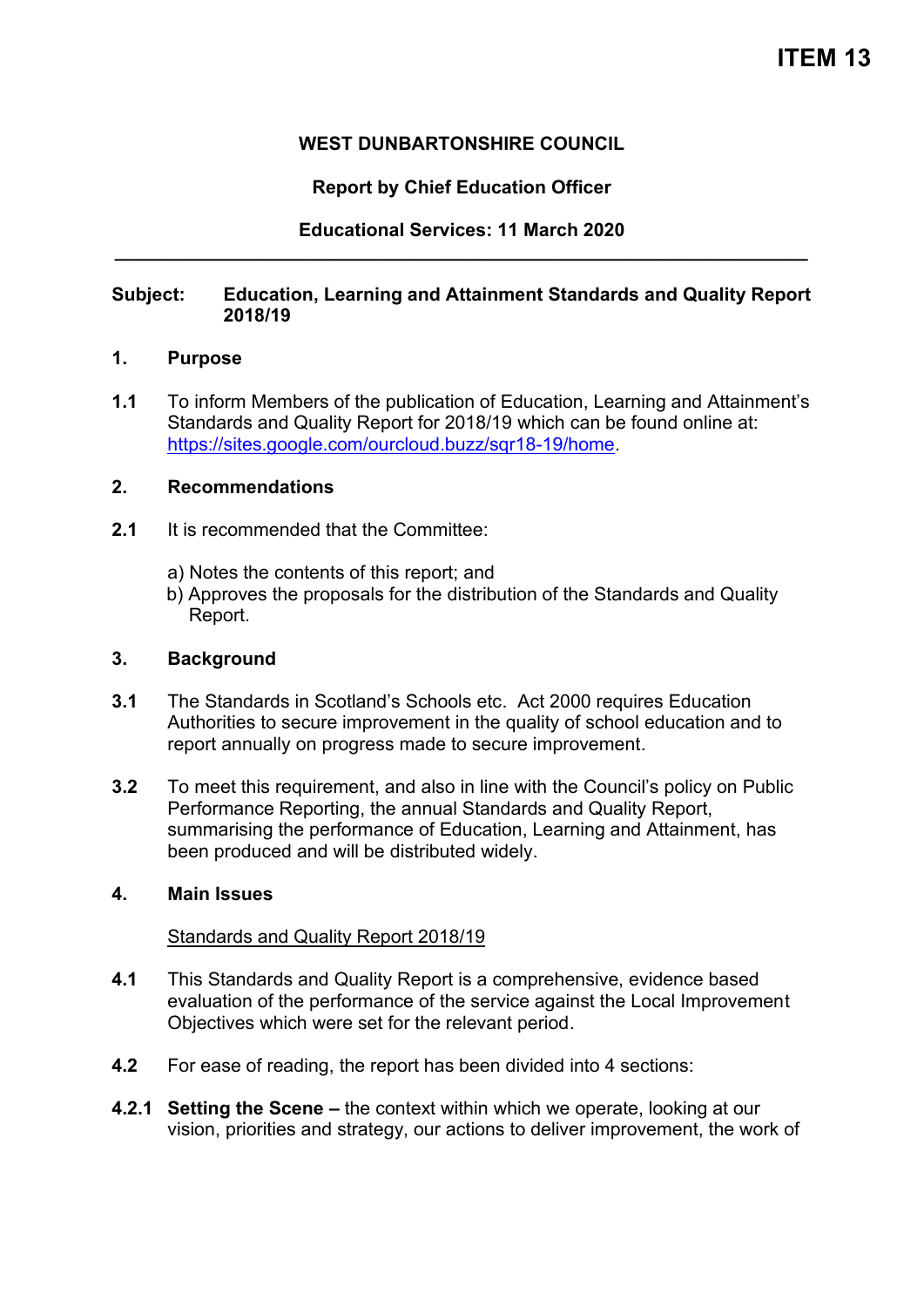**ITEM 13**

**WEST DUNBARTONSHIRE COUNCIL**

**Report by Chief Education Officer**

**Educational Services: 11 March 2020**

---

**Subject: Education, Learning and Attainment Standards and Quality Report 2018/19**

## 1. Purpose

**1.1** To inform Members of the publication of Education, Learning and Attainment's Standards and Quality Report for 2018/19 which can be found online at: https://sites.google.com/ourcloud.buzz/sqr18-19/home.

## 2. Recommendations

**2.1** It is recommended that the Committee:

a) Notes the contents of this report; and
b) Approves the proposals for the distribution of the Standards and Quality Report.

## 3. Background

**3.1** The Standards in Scotland's Schools etc. Act 2000 requires Education Authorities to secure improvement in the quality of school education and to report annually on progress made to secure improvement.

**3.2** To meet this requirement, and also in line with the Council's policy on Public Performance Reporting, the annual Standards and Quality Report, summarising the performance of Education, Learning and Attainment, has been produced and will be distributed widely.

## 4. Main Issues

Standards and Quality Report 2018/19

**4.1** This Standards and Quality Report is a comprehensive, evidence based evaluation of the performance of the service against the Local Improvement Objectives which were set for the relevant period.

**4.2** For ease of reading, the report has been divided into 4 sections:

**4.2.1** **Setting the Scene –** the context within which we operate, looking at our vision, priorities and strategy, our actions to deliver improvement, the work of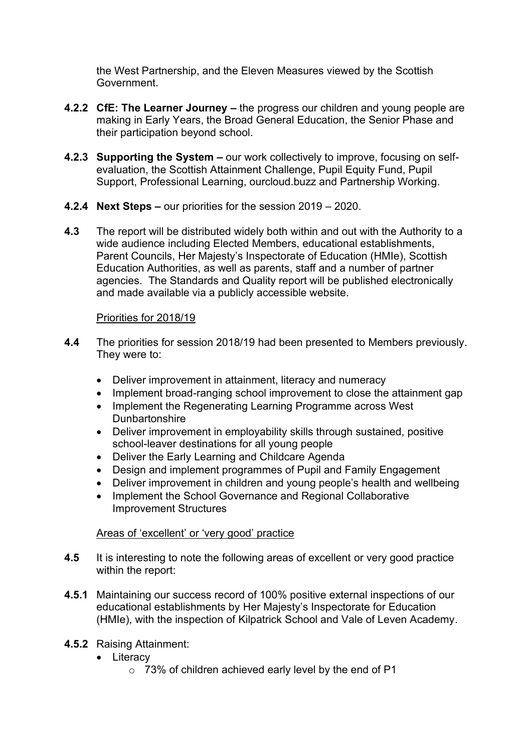the West Partnership, and the Eleven Measures viewed by the Scottish Government.

**4.2.2** **CfE: The Learner Journey –** the progress our children and young people are making in Early Years, the Broad General Education, the Senior Phase and their participation beyond school.

**4.2.3** **Supporting the System –** our work collectively to improve, focusing on self-evaluation, the Scottish Attainment Challenge, Pupil Equity Fund, Pupil Support, Professional Learning, ourcloud.buzz and Partnership Working.

**4.2.4** **Next Steps –** our priorities for the session 2019 – 2020.

**4.3** The report will be distributed widely both within and out with the Authority to a wide audience including Elected Members, educational establishments, Parent Councils, Her Majesty's Inspectorate of Education (HMIe), Scottish Education Authorities, as well as parents, staff and a number of partner agencies. The Standards and Quality report will be published electronically and made available via a publicly accessible website.

Priorities for 2018/19

**4.4** The priorities for session 2018/19 had been presented to Members previously. They were to:

- Deliver improvement in attainment, literacy and numeracy
- Implement broad-ranging school improvement to close the attainment gap
- Implement the Regenerating Learning Programme across West Dunbartonshire
- Deliver improvement in employability skills through sustained, positive school-leaver destinations for all young people
- Deliver the Early Learning and Childcare Agenda
- Design and implement programmes of Pupil and Family Engagement
- Deliver improvement in children and young people's health and wellbeing
- Implement the School Governance and Regional Collaborative Improvement Structures

Areas of 'excellent' or 'very good' practice

**4.5** It is interesting to note the following areas of excellent or very good practice within the report:

**4.5.1** Maintaining our success record of 100% positive external inspections of our educational establishments by Her Majesty's Inspectorate for Education (HMIe), with the inspection of Kilpatrick School and Vale of Leven Academy.

**4.5.2** Raising Attainment:

- Literacy
  - 73% of children achieved early level by the end of P1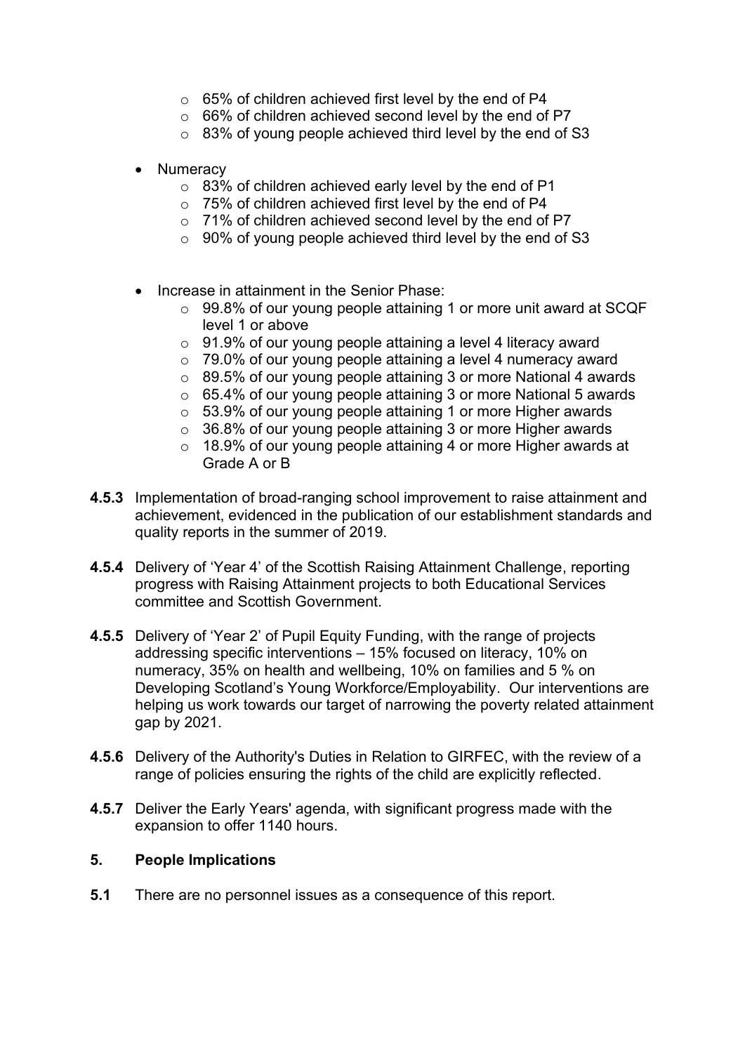- 65% of children achieved first level by the end of P4
  - 66% of children achieved second level by the end of P7
  - 83% of young people achieved third level by the end of S3

- Numeracy
  - 83% of children achieved early level by the end of P1
  - 75% of children achieved first level by the end of P4
  - 71% of children achieved second level by the end of P7
  - 90% of young people achieved third level by the end of S3

- Increase in attainment in the Senior Phase:
  - 99.8% of our young people attaining 1 or more unit award at SCQF level 1 or above
  - 91.9% of our young people attaining a level 4 literacy award
  - 79.0% of our young people attaining a level 4 numeracy award
  - 89.5% of our young people attaining 3 or more National 4 awards
  - 65.4% of our young people attaining 3 or more National 5 awards
  - 53.9% of our young people attaining 1 or more Higher awards
  - 36.8% of our young people attaining 3 or more Higher awards
  - 18.9% of our young people attaining 4 or more Higher awards at Grade A or B

**4.5.3** Implementation of broad-ranging school improvement to raise attainment and achievement, evidenced in the publication of our establishment standards and quality reports in the summer of 2019.

**4.5.4** Delivery of 'Year 4' of the Scottish Raising Attainment Challenge, reporting progress with Raising Attainment projects to both Educational Services committee and Scottish Government.

**4.5.5** Delivery of 'Year 2' of Pupil Equity Funding, with the range of projects addressing specific interventions – 15% focused on literacy, 10% on numeracy, 35% on health and wellbeing, 10% on families and 5 % on Developing Scotland's Young Workforce/Employability. Our interventions are helping us work towards our target of narrowing the poverty related attainment gap by 2021.

**4.5.6** Delivery of the Authority's Duties in Relation to GIRFEC, with the review of a range of policies ensuring the rights of the child are explicitly reflected.

**4.5.7** Deliver the Early Years' agenda, with significant progress made with the expansion to offer 1140 hours.

## 5. People Implications

**5.1** There are no personnel issues as a consequence of this report.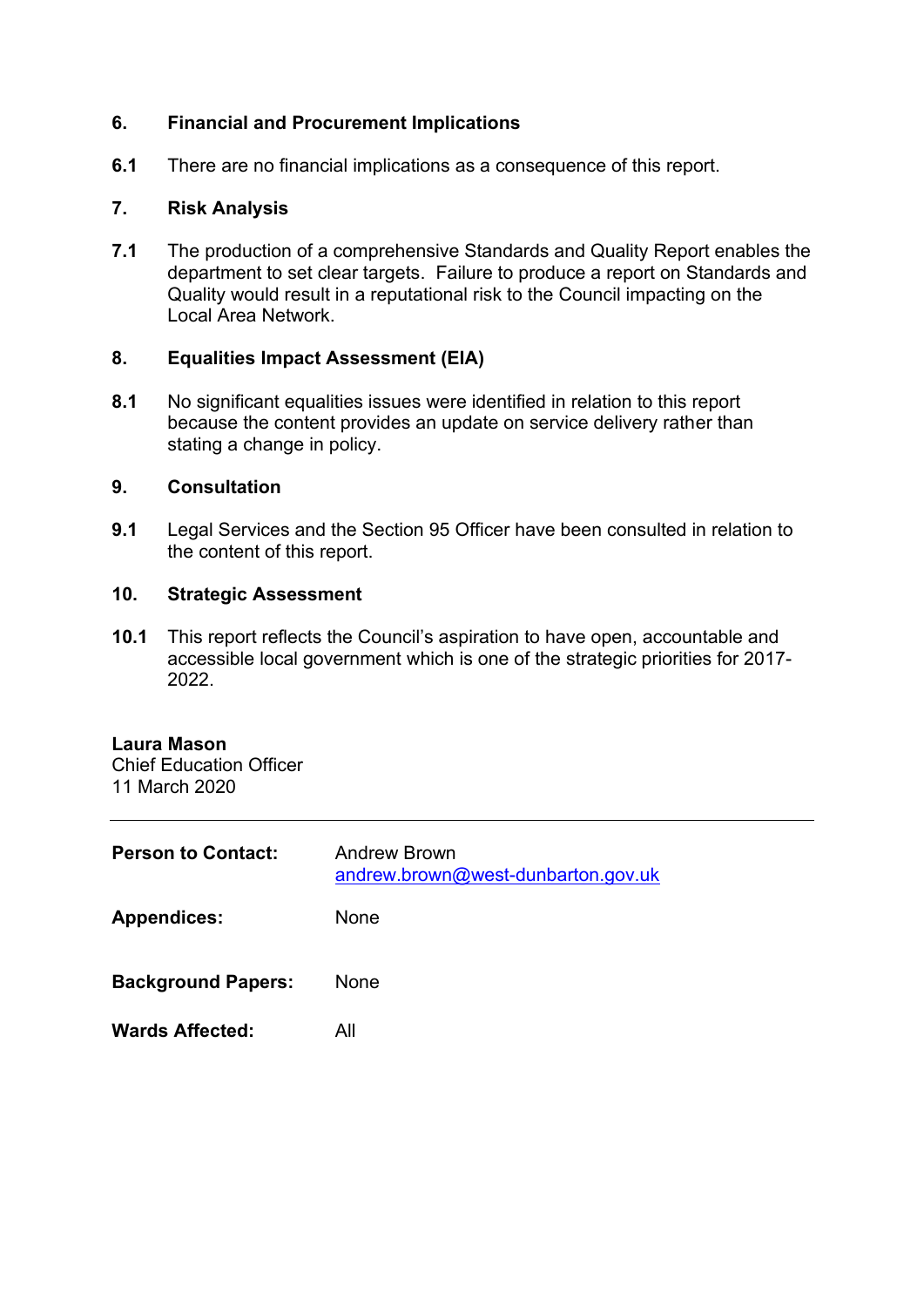## 6. Financial and Procurement Implications

**6.1** There are no financial implications as a consequence of this report.

## 7. Risk Analysis

**7.1** The production of a comprehensive Standards and Quality Report enables the department to set clear targets. Failure to produce a report on Standards and Quality would result in a reputational risk to the Council impacting on the Local Area Network.

## 8. Equalities Impact Assessment (EIA)

**8.1** No significant equalities issues were identified in relation to this report because the content provides an update on service delivery rather than stating a change in policy.

## 9. Consultation

**9.1** Legal Services and the Section 95 Officer have been consulted in relation to the content of this report.

## 10. Strategic Assessment

**10.1** This report reflects the Council's aspiration to have open, accountable and accessible local government which is one of the strategic priorities for 2017-2022.

**Laura Mason**
Chief Education Officer
11 March 2020

---

| | |
|---|---|
| **Person to Contact:** | Andrew Brown<br>andrew.brown@west-dunbarton.gov.uk |
| **Appendices:** | None |
| **Background Papers:** | None |
| **Wards Affected:** | All |